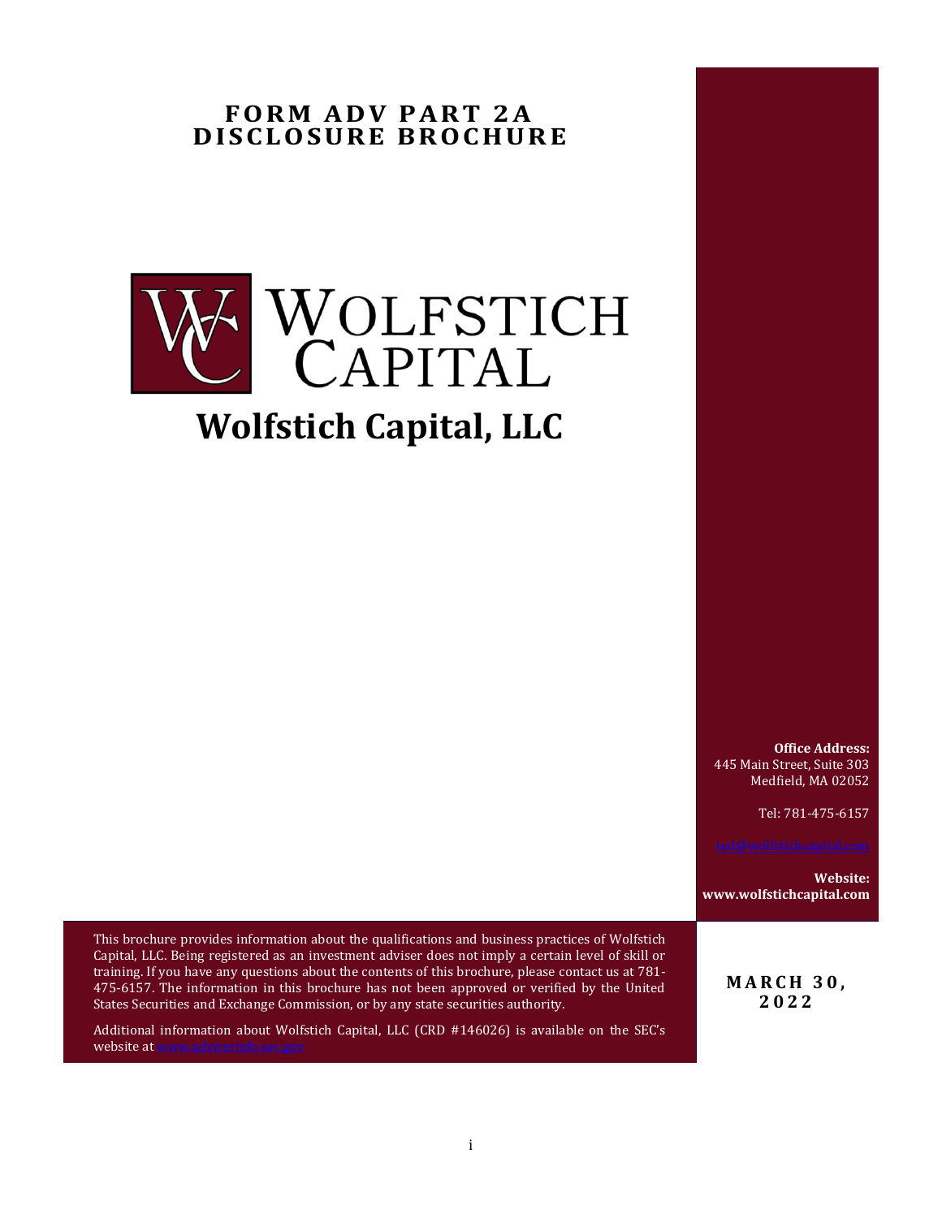# FORM ADV PART 2A DISCLOSURE BROCHURE

WOLFSTICH CAPITAL

# Wolfstich Capital, LLC

**Office Address:**
445 Main Street, Suite 303
Medfield, MA 02052

Tel: 781-475-6157

ted@wolfstichcapital.com

**Website:**
**www.wolfstichcapital.com**

This brochure provides information about the qualifications and business practices of Wolfstich Capital, LLC. Being registered as an investment adviser does not imply a certain level of skill or training. If you have any questions about the contents of this brochure, please contact us at 781-475-6157. The information in this brochure has not been approved or verified by the United States Securities and Exchange Commission, or by any state securities authority.

Additional information about Wolfstich Capital, LLC (CRD #146026) is available on the SEC's website at www.adviserinfo.sec.gov

**MARCH 30, 2022**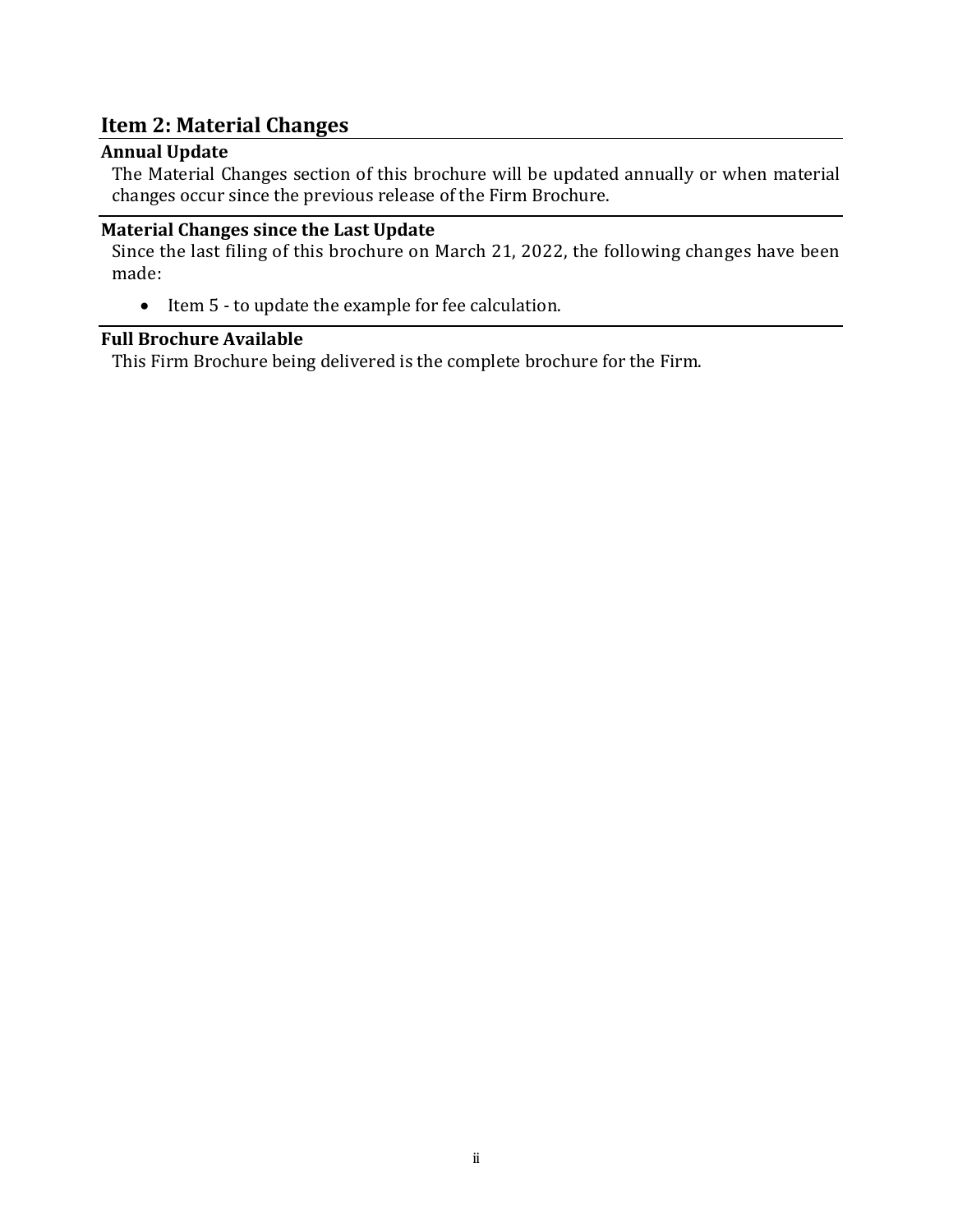## Item 2: Material Changes

### Annual Update

The Material Changes section of this brochure will be updated annually or when material changes occur since the previous release of the Firm Brochure.

### Material Changes since the Last Update

Since the last filing of this brochure on March 21, 2022, the following changes have been made:

- Item 5 - to update the example for fee calculation.

### Full Brochure Available

This Firm Brochure being delivered is the complete brochure for the Firm.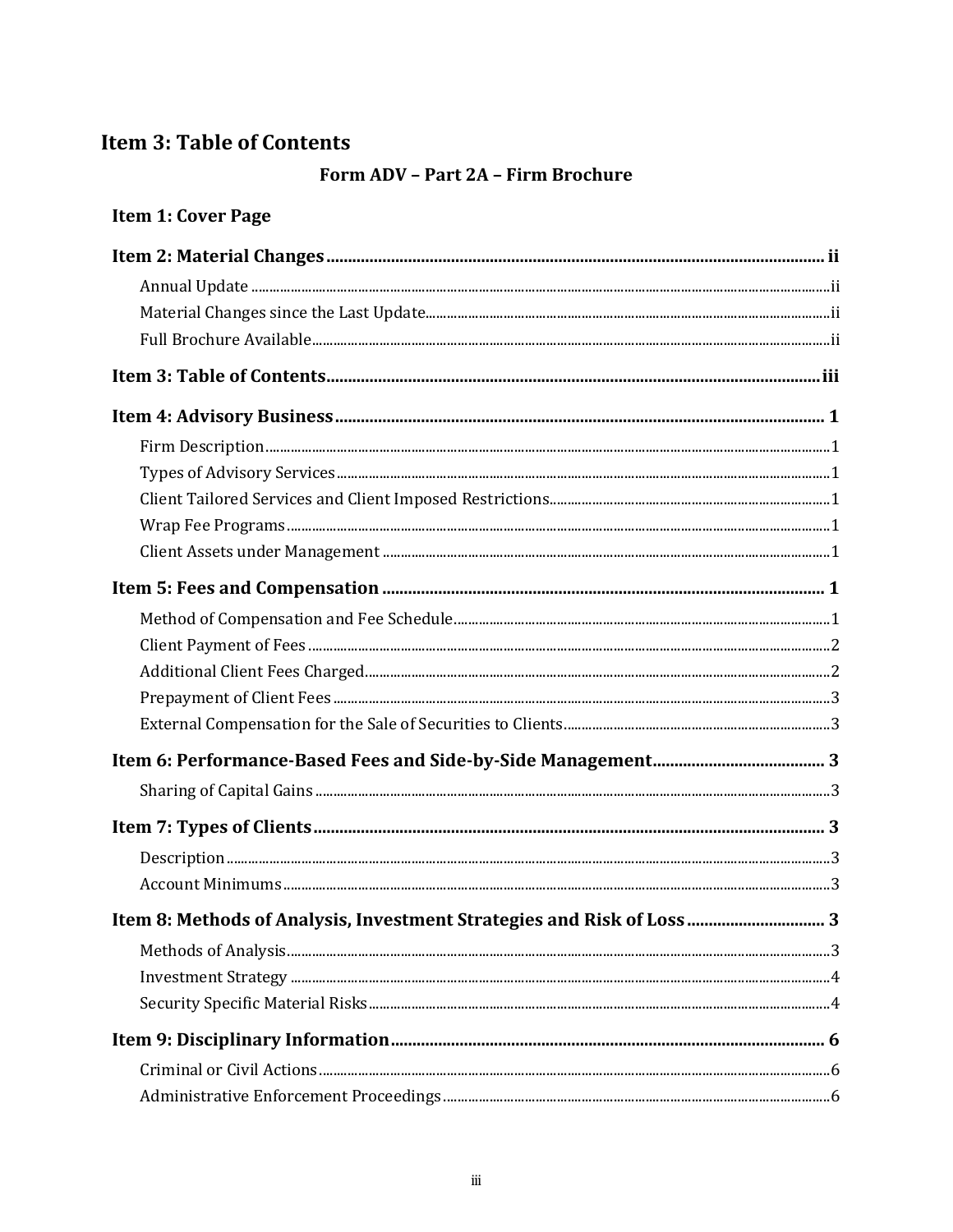# Item 3: Table of Contents

## Form ADV – Part 2A – Firm Brochure

**Item 1: Cover Page**

**Item 2: Material Changes .......... ii**

- Annual Update .......... ii
- Material Changes since the Last Update .......... ii
- Full Brochure Available .......... ii

**Item 3: Table of Contents .......... iii**

**Item 4: Advisory Business .......... 1**

- Firm Description .......... 1
- Types of Advisory Services .......... 1
- Client Tailored Services and Client Imposed Restrictions .......... 1
- Wrap Fee Programs .......... 1
- Client Assets under Management .......... 1

**Item 5: Fees and Compensation .......... 1**

- Method of Compensation and Fee Schedule .......... 1
- Client Payment of Fees .......... 2
- Additional Client Fees Charged .......... 2
- Prepayment of Client Fees .......... 3
- External Compensation for the Sale of Securities to Clients .......... 3

**Item 6: Performance-Based Fees and Side-by-Side Management .......... 3**

- Sharing of Capital Gains .......... 3

**Item 7: Types of Clients .......... 3**

- Description .......... 3
- Account Minimums .......... 3

**Item 8: Methods of Analysis, Investment Strategies and Risk of Loss .......... 3**

- Methods of Analysis .......... 3
- Investment Strategy .......... 4
- Security Specific Material Risks .......... 4

**Item 9: Disciplinary Information .......... 6**

- Criminal or Civil Actions .......... 6
- Administrative Enforcement Proceedings .......... 6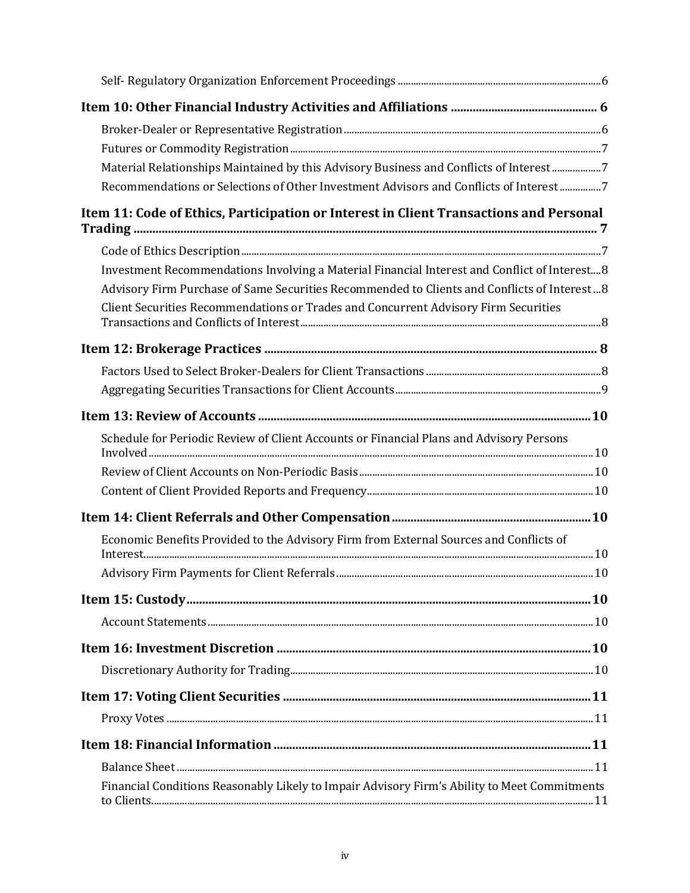Self- Regulatory Organization Enforcement Proceedings ........ 6

**Item 10: Other Financial Industry Activities and Affiliations ........ 6**

Broker-Dealer or Representative Registration ........ 6

Futures or Commodity Registration ........ 7

Material Relationships Maintained by this Advisory Business and Conflicts of Interest ........ 7

Recommendations or Selections of Other Investment Advisors and Conflicts of Interest ........ 7

**Item 11: Code of Ethics, Participation or Interest in Client Transactions and Personal Trading ........ 7**

Code of Ethics Description ........ 7

Investment Recommendations Involving a Material Financial Interest and Conflict of Interest ........ 8

Advisory Firm Purchase of Same Securities Recommended to Clients and Conflicts of Interest ........ 8

Client Securities Recommendations or Trades and Concurrent Advisory Firm Securities Transactions and Conflicts of Interest ........ 8

**Item 12: Brokerage Practices ........ 8**

Factors Used to Select Broker-Dealers for Client Transactions ........ 8

Aggregating Securities Transactions for Client Accounts ........ 9

**Item 13: Review of Accounts ........ 10**

Schedule for Periodic Review of Client Accounts or Financial Plans and Advisory Persons Involved ........ 10

Review of Client Accounts on Non-Periodic Basis ........ 10

Content of Client Provided Reports and Frequency ........ 10

**Item 14: Client Referrals and Other Compensation ........ 10**

Economic Benefits Provided to the Advisory Firm from External Sources and Conflicts of Interest ........ 10

Advisory Firm Payments for Client Referrals ........ 10

**Item 15: Custody ........ 10**

Account Statements ........ 10

**Item 16: Investment Discretion ........ 10**

Discretionary Authority for Trading ........ 10

**Item 17: Voting Client Securities ........ 11**

Proxy Votes ........ 11

**Item 18: Financial Information ........ 11**

Balance Sheet ........ 11

Financial Conditions Reasonably Likely to Impair Advisory Firm's Ability to Meet Commitments to Clients ........ 11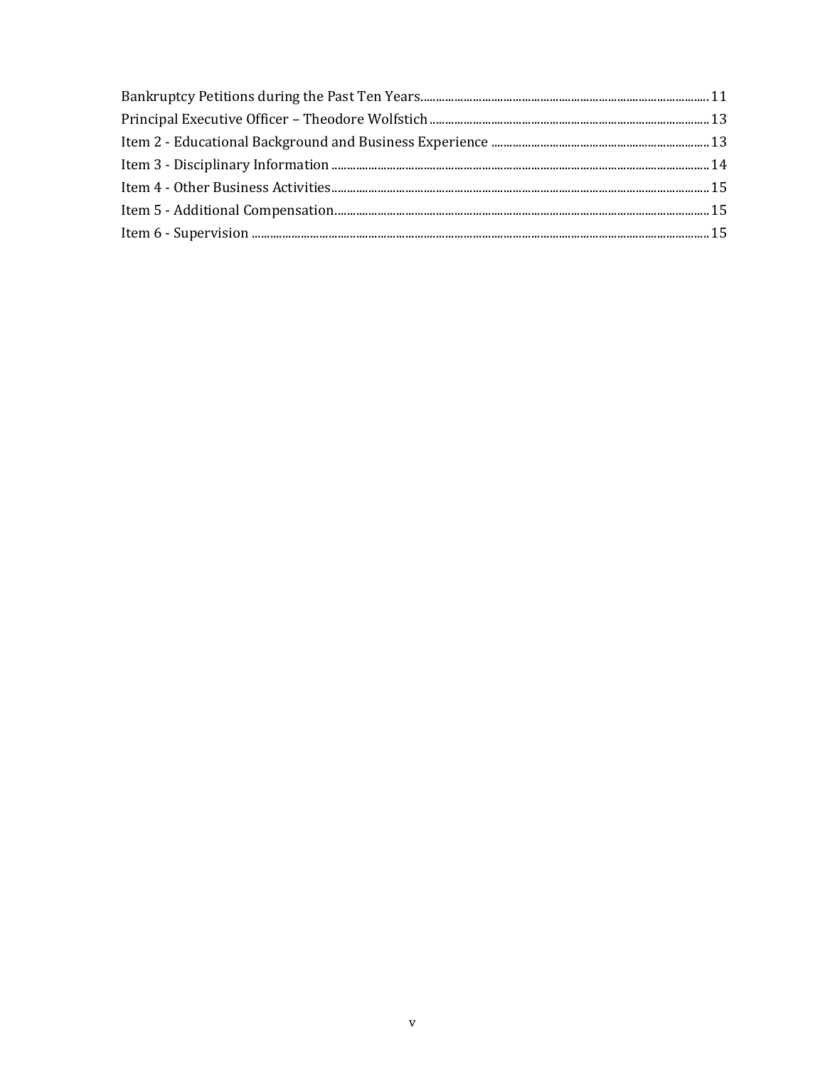Bankruptcy Petitions during the Past Ten Years 11

Principal Executive Officer – Theodore Wolfstich 13

Item 2 - Educational Background and Business Experience 13

Item 3 - Disciplinary Information 14

Item 4 - Other Business Activities 15

Item 5 - Additional Compensation 15

Item 6 - Supervision 15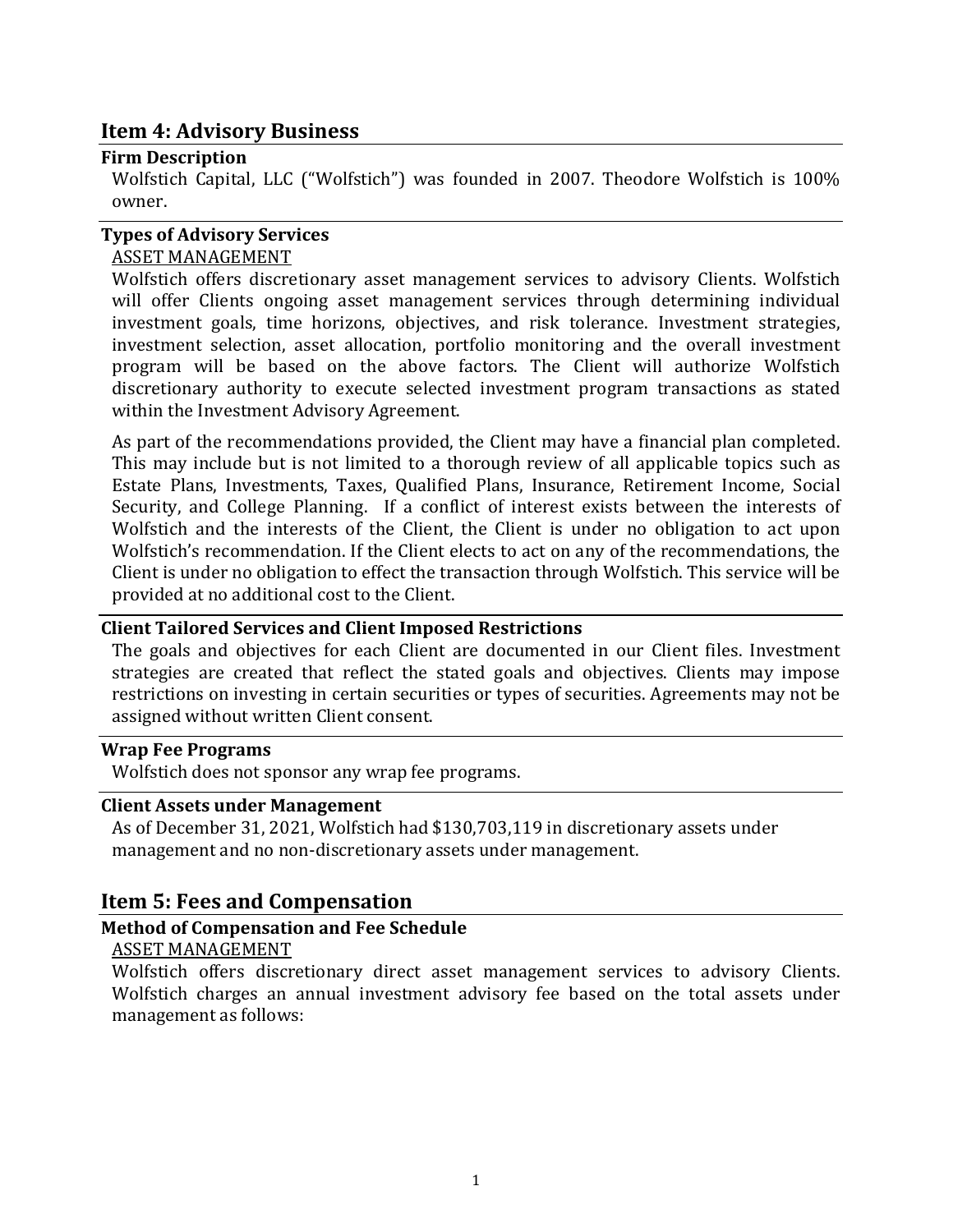## Item 4: Advisory Business

### Firm Description

Wolfstich Capital, LLC ("Wolfstich") was founded in 2007. Theodore Wolfstich is 100% owner.

### Types of Advisory Services

ASSET MANAGEMENT

Wolfstich offers discretionary asset management services to advisory Clients. Wolfstich will offer Clients ongoing asset management services through determining individual investment goals, time horizons, objectives, and risk tolerance. Investment strategies, investment selection, asset allocation, portfolio monitoring and the overall investment program will be based on the above factors. The Client will authorize Wolfstich discretionary authority to execute selected investment program transactions as stated within the Investment Advisory Agreement.

As part of the recommendations provided, the Client may have a financial plan completed. This may include but is not limited to a thorough review of all applicable topics such as Estate Plans, Investments, Taxes, Qualified Plans, Insurance, Retirement Income, Social Security, and College Planning. If a conflict of interest exists between the interests of Wolfstich and the interests of the Client, the Client is under no obligation to act upon Wolfstich's recommendation. If the Client elects to act on any of the recommendations, the Client is under no obligation to effect the transaction through Wolfstich. This service will be provided at no additional cost to the Client.

### Client Tailored Services and Client Imposed Restrictions

The goals and objectives for each Client are documented in our Client files. Investment strategies are created that reflect the stated goals and objectives. Clients may impose restrictions on investing in certain securities or types of securities. Agreements may not be assigned without written Client consent.

### Wrap Fee Programs

Wolfstich does not sponsor any wrap fee programs.

### Client Assets under Management

As of December 31, 2021, Wolfstich had $130,703,119 in discretionary assets under management and no non-discretionary assets under management.

## Item 5: Fees and Compensation

### Method of Compensation and Fee Schedule

ASSET MANAGEMENT

Wolfstich offers discretionary direct asset management services to advisory Clients. Wolfstich charges an annual investment advisory fee based on the total assets under management as follows: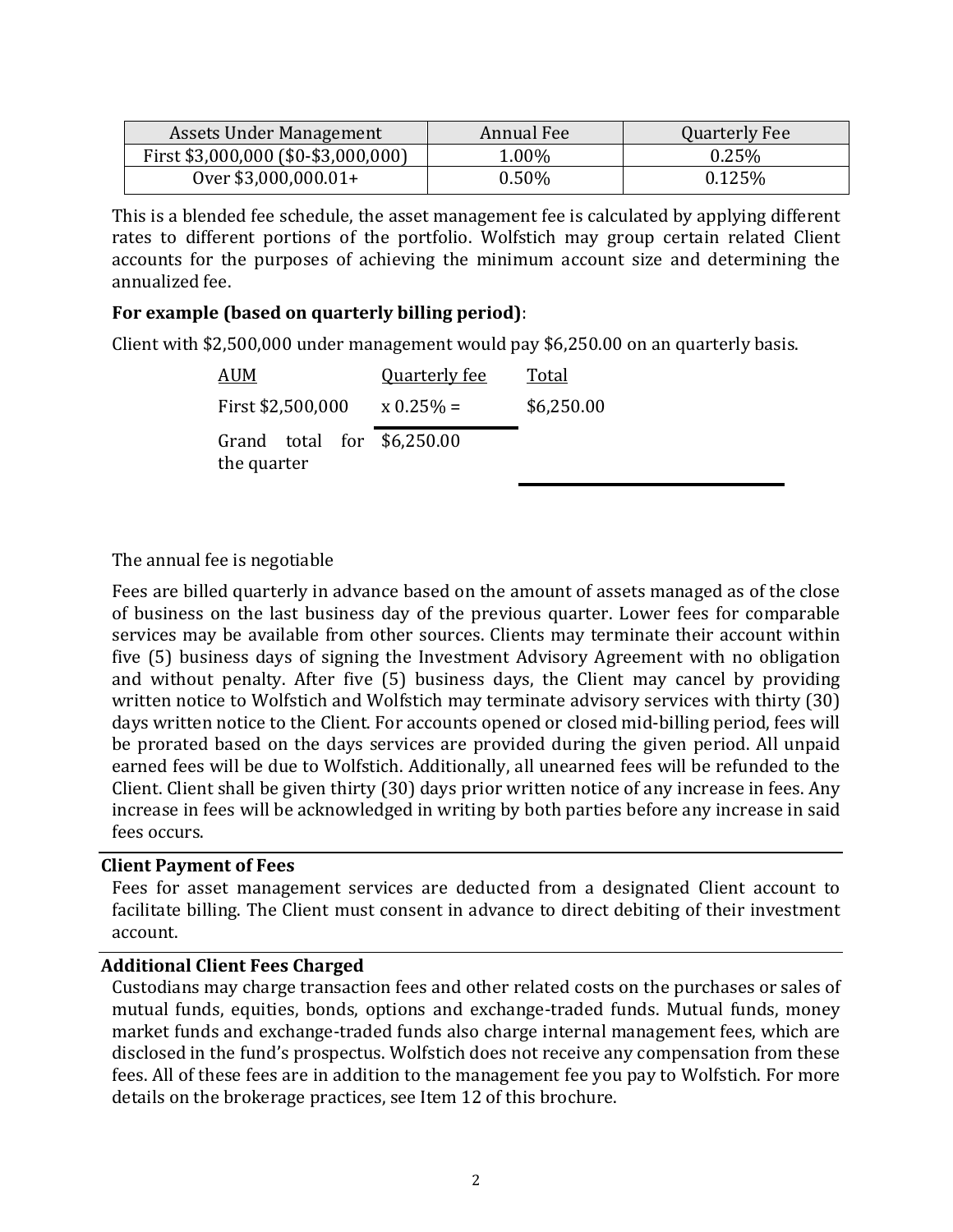| Assets Under Management | Annual Fee | Quarterly Fee |
|---|---|---|
| First $3,000,000 ($0-$3,000,000) | 1.00% | 0.25% |
| Over $3,000,000.01+ | 0.50% | 0.125% |

This is a blended fee schedule, the asset management fee is calculated by applying different rates to different portions of the portfolio. Wolfstich may group certain related Client accounts for the purposes of achieving the minimum account size and determining the annualized fee.

**For example (based on quarterly billing period)**:

Client with $2,500,000 under management would pay $6,250.00 on an quarterly basis.

| AUM | Quarterly fee | Total |
|---|---|---|
| First $2,500,000 | x 0.25% = | $6,250.00 |
| Grand total for the quarter | $6,250.00 | |

The annual fee is negotiable

Fees are billed quarterly in advance based on the amount of assets managed as of the close of business on the last business day of the previous quarter. Lower fees for comparable services may be available from other sources. Clients may terminate their account within five (5) business days of signing the Investment Advisory Agreement with no obligation and without penalty. After five (5) business days, the Client may cancel by providing written notice to Wolfstich and Wolfstich may terminate advisory services with thirty (30) days written notice to the Client. For accounts opened or closed mid-billing period, fees will be prorated based on the days services are provided during the given period. All unpaid earned fees will be due to Wolfstich. Additionally, all unearned fees will be refunded to the Client. Client shall be given thirty (30) days prior written notice of any increase in fees. Any increase in fees will be acknowledged in writing by both parties before any increase in said fees occurs.

**Client Payment of Fees**

Fees for asset management services are deducted from a designated Client account to facilitate billing. The Client must consent in advance to direct debiting of their investment account.

**Additional Client Fees Charged**

Custodians may charge transaction fees and other related costs on the purchases or sales of mutual funds, equities, bonds, options and exchange-traded funds. Mutual funds, money market funds and exchange-traded funds also charge internal management fees, which are disclosed in the fund's prospectus. Wolfstich does not receive any compensation from these fees. All of these fees are in addition to the management fee you pay to Wolfstich. For more details on the brokerage practices, see Item 12 of this brochure.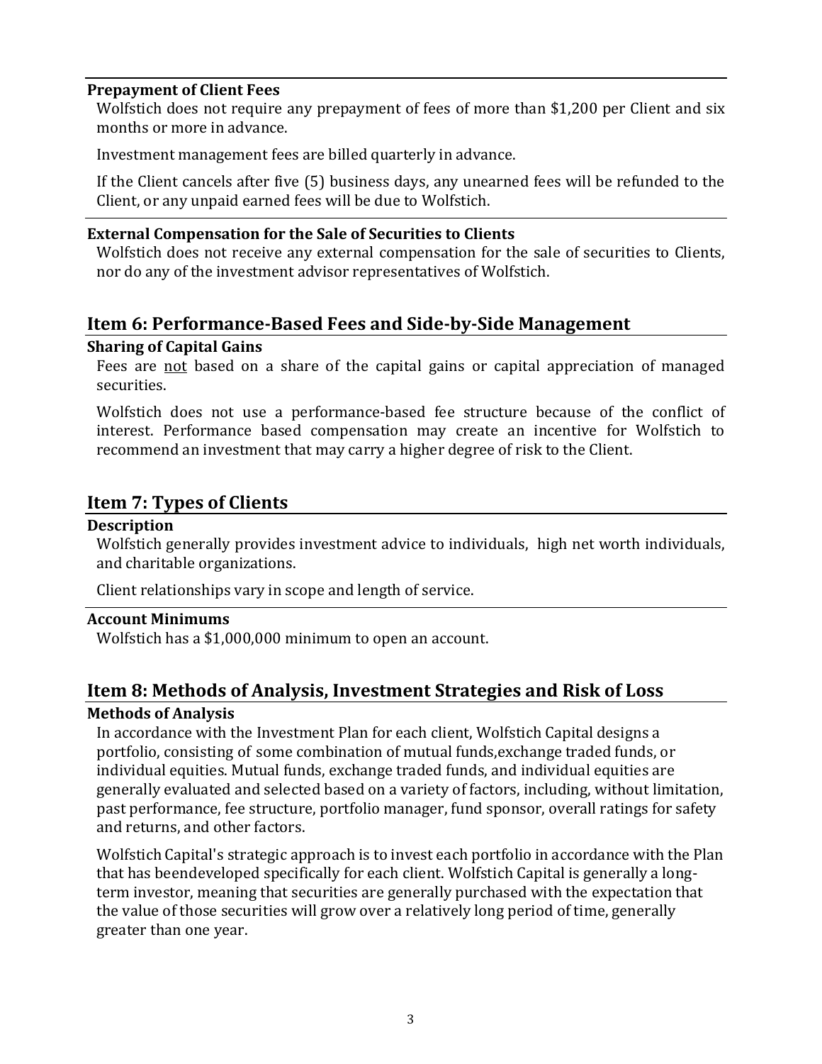### Prepayment of Client Fees

Wolfstich does not require any prepayment of fees of more than $1,200 per Client and six months or more in advance.

Investment management fees are billed quarterly in advance.

If the Client cancels after five (5) business days, any unearned fees will be refunded to the Client, or any unpaid earned fees will be due to Wolfstich.

### External Compensation for the Sale of Securities to Clients

Wolfstich does not receive any external compensation for the sale of securities to Clients, nor do any of the investment advisor representatives of Wolfstich.

## Item 6: Performance-Based Fees and Side-by-Side Management

### Sharing of Capital Gains

Fees are <u>not</u> based on a share of the capital gains or capital appreciation of managed securities.

Wolfstich does not use a performance-based fee structure because of the conflict of interest. Performance based compensation may create an incentive for Wolfstich to recommend an investment that may carry a higher degree of risk to the Client.

## Item 7: Types of Clients

### Description

Wolfstich generally provides investment advice to individuals, high net worth individuals, and charitable organizations.

Client relationships vary in scope and length of service.

### Account Minimums

Wolfstich has a $1,000,000 minimum to open an account.

## Item 8: Methods of Analysis, Investment Strategies and Risk of Loss

### Methods of Analysis

In accordance with the Investment Plan for each client, Wolfstich Capital designs a portfolio, consisting of some combination of mutual funds,exchange traded funds, or individual equities. Mutual funds, exchange traded funds, and individual equities are generally evaluated and selected based on a variety of factors, including, without limitation, past performance, fee structure, portfolio manager, fund sponsor, overall ratings for safety and returns, and other factors.

Wolfstich Capital's strategic approach is to invest each portfolio in accordance with the Plan that has beendeveloped specifically for each client. Wolfstich Capital is generally a long-term investor, meaning that securities are generally purchased with the expectation that the value of those securities will grow over a relatively long period of time, generally greater than one year.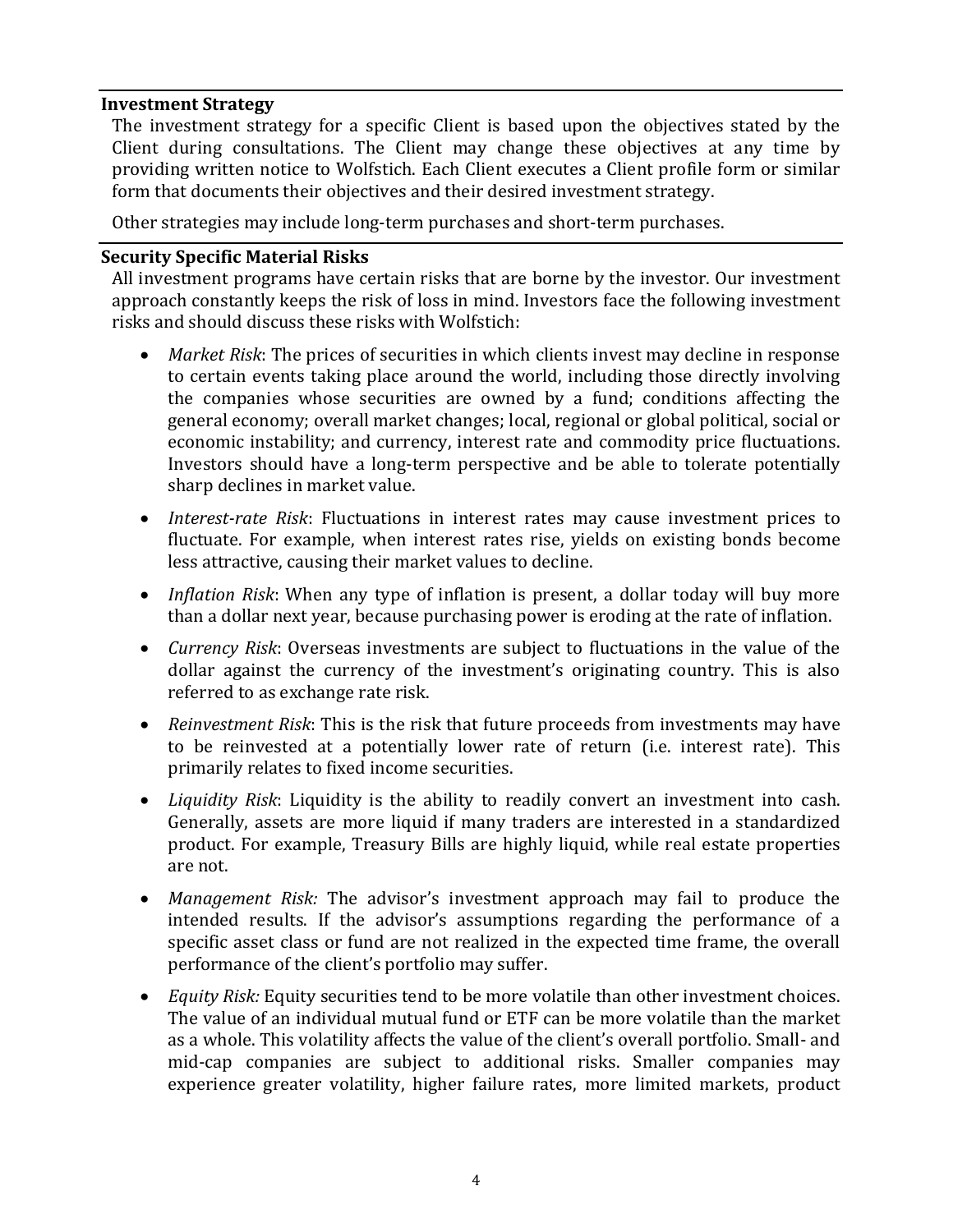## Investment Strategy

The investment strategy for a specific Client is based upon the objectives stated by the Client during consultations. The Client may change these objectives at any time by providing written notice to Wolfstich. Each Client executes a Client profile form or similar form that documents their objectives and their desired investment strategy.

Other strategies may include long-term purchases and short-term purchases.

## Security Specific Material Risks

All investment programs have certain risks that are borne by the investor. Our investment approach constantly keeps the risk of loss in mind. Investors face the following investment risks and should discuss these risks with Wolfstich:

- *Market Risk*: The prices of securities in which clients invest may decline in response to certain events taking place around the world, including those directly involving the companies whose securities are owned by a fund; conditions affecting the general economy; overall market changes; local, regional or global political, social or economic instability; and currency, interest rate and commodity price fluctuations. Investors should have a long-term perspective and be able to tolerate potentially sharp declines in market value.
- *Interest-rate Risk*: Fluctuations in interest rates may cause investment prices to fluctuate. For example, when interest rates rise, yields on existing bonds become less attractive, causing their market values to decline.
- *Inflation Risk*: When any type of inflation is present, a dollar today will buy more than a dollar next year, because purchasing power is eroding at the rate of inflation.
- *Currency Risk*: Overseas investments are subject to fluctuations in the value of the dollar against the currency of the investment's originating country. This is also referred to as exchange rate risk.
- *Reinvestment Risk*: This is the risk that future proceeds from investments may have to be reinvested at a potentially lower rate of return (i.e. interest rate). This primarily relates to fixed income securities.
- *Liquidity Risk*: Liquidity is the ability to readily convert an investment into cash. Generally, assets are more liquid if many traders are interested in a standardized product. For example, Treasury Bills are highly liquid, while real estate properties are not.
- *Management Risk:* The advisor's investment approach may fail to produce the intended results. If the advisor's assumptions regarding the performance of a specific asset class or fund are not realized in the expected time frame, the overall performance of the client's portfolio may suffer.
- *Equity Risk:* Equity securities tend to be more volatile than other investment choices. The value of an individual mutual fund or ETF can be more volatile than the market as a whole. This volatility affects the value of the client's overall portfolio. Small- and mid-cap companies are subject to additional risks. Smaller companies may experience greater volatility, higher failure rates, more limited markets, product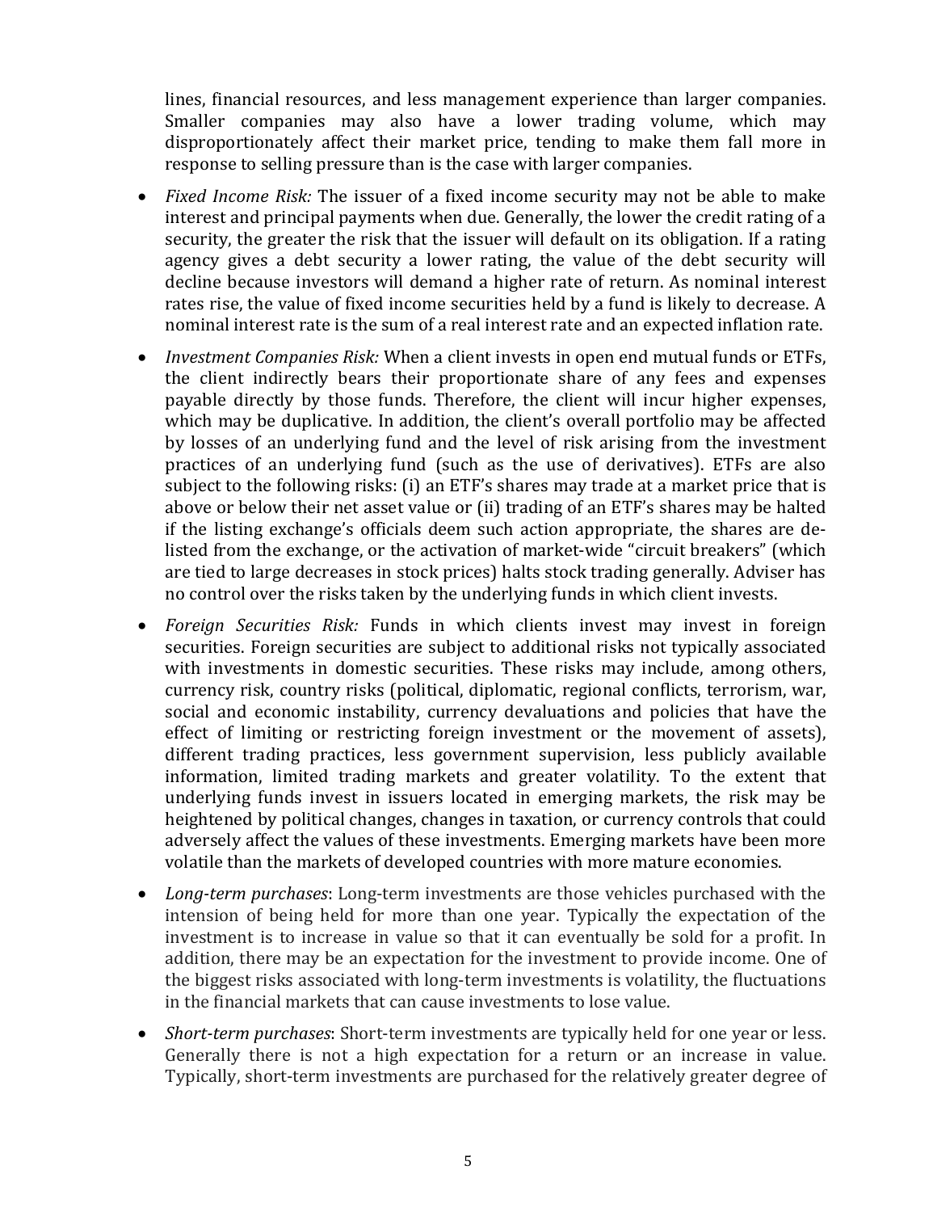lines, financial resources, and less management experience than larger companies. Smaller companies may also have a lower trading volume, which may disproportionately affect their market price, tending to make them fall more in response to selling pressure than is the case with larger companies.

- *Fixed Income Risk:* The issuer of a fixed income security may not be able to make interest and principal payments when due. Generally, the lower the credit rating of a security, the greater the risk that the issuer will default on its obligation. If a rating agency gives a debt security a lower rating, the value of the debt security will decline because investors will demand a higher rate of return. As nominal interest rates rise, the value of fixed income securities held by a fund is likely to decrease. A nominal interest rate is the sum of a real interest rate and an expected inflation rate.

- *Investment Companies Risk:* When a client invests in open end mutual funds or ETFs, the client indirectly bears their proportionate share of any fees and expenses payable directly by those funds. Therefore, the client will incur higher expenses, which may be duplicative. In addition, the client's overall portfolio may be affected by losses of an underlying fund and the level of risk arising from the investment practices of an underlying fund (such as the use of derivatives). ETFs are also subject to the following risks: (i) an ETF's shares may trade at a market price that is above or below their net asset value or (ii) trading of an ETF's shares may be halted if the listing exchange's officials deem such action appropriate, the shares are de-listed from the exchange, or the activation of market-wide "circuit breakers" (which are tied to large decreases in stock prices) halts stock trading generally. Adviser has no control over the risks taken by the underlying funds in which client invests.

- *Foreign Securities Risk:* Funds in which clients invest may invest in foreign securities. Foreign securities are subject to additional risks not typically associated with investments in domestic securities. These risks may include, among others, currency risk, country risks (political, diplomatic, regional conflicts, terrorism, war, social and economic instability, currency devaluations and policies that have the effect of limiting or restricting foreign investment or the movement of assets), different trading practices, less government supervision, less publicly available information, limited trading markets and greater volatility. To the extent that underlying funds invest in issuers located in emerging markets, the risk may be heightened by political changes, changes in taxation, or currency controls that could adversely affect the values of these investments. Emerging markets have been more volatile than the markets of developed countries with more mature economies.

- *Long-term purchases*: Long-term investments are those vehicles purchased with the intension of being held for more than one year. Typically the expectation of the investment is to increase in value so that it can eventually be sold for a profit. In addition, there may be an expectation for the investment to provide income. One of the biggest risks associated with long-term investments is volatility, the fluctuations in the financial markets that can cause investments to lose value.

- *Short-term purchases*: Short-term investments are typically held for one year or less. Generally there is not a high expectation for a return or an increase in value. Typically, short-term investments are purchased for the relatively greater degree of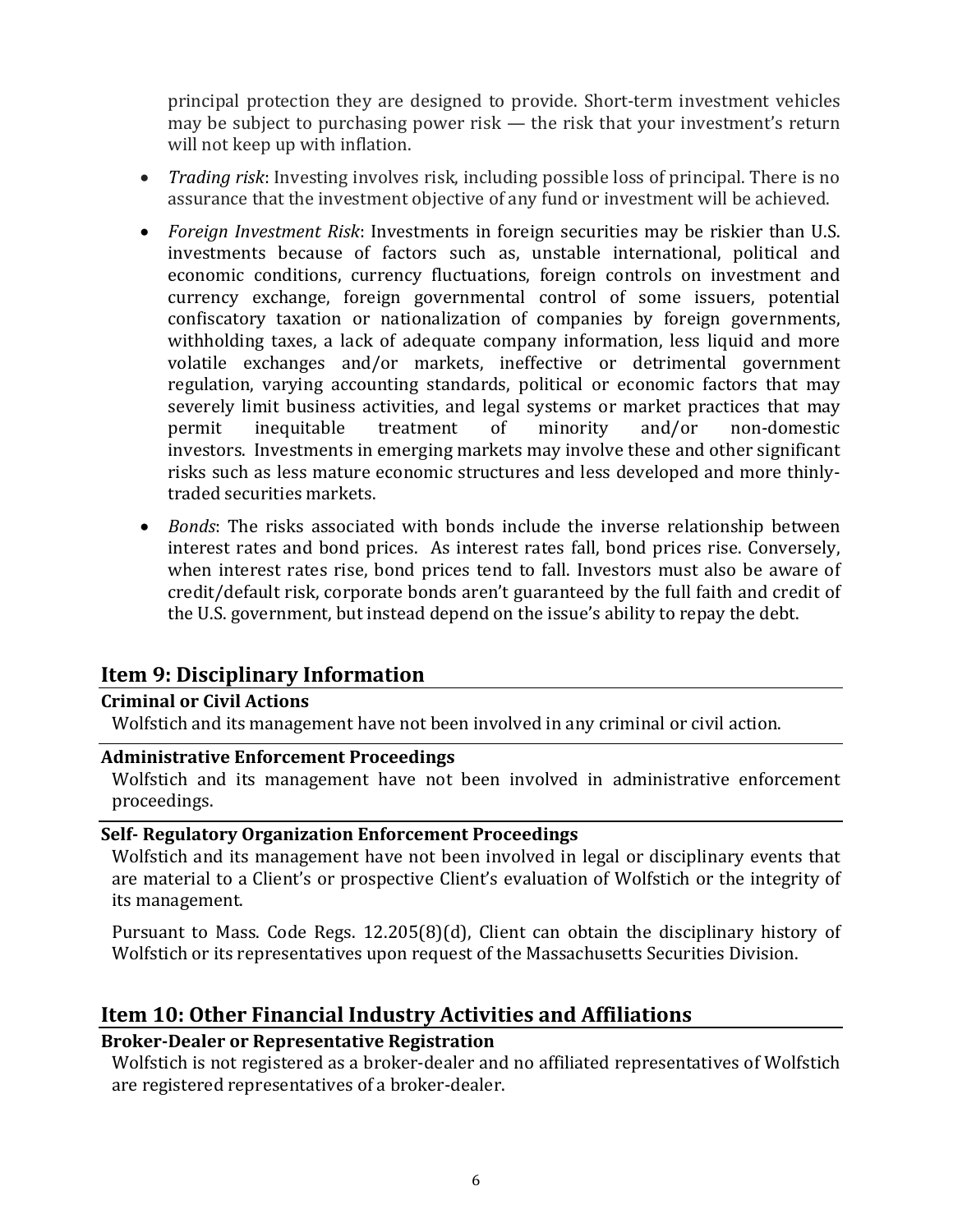principal protection they are designed to provide. Short-term investment vehicles may be subject to purchasing power risk — the risk that your investment's return will not keep up with inflation.

- *Trading risk*: Investing involves risk, including possible loss of principal. There is no assurance that the investment objective of any fund or investment will be achieved.
- *Foreign Investment Risk*: Investments in foreign securities may be riskier than U.S. investments because of factors such as, unstable international, political and economic conditions, currency fluctuations, foreign controls on investment and currency exchange, foreign governmental control of some issuers, potential confiscatory taxation or nationalization of companies by foreign governments, withholding taxes, a lack of adequate company information, less liquid and more volatile exchanges and/or markets, ineffective or detrimental government regulation, varying accounting standards, political or economic factors that may severely limit business activities, and legal systems or market practices that may permit inequitable treatment of minority and/or non-domestic investors. Investments in emerging markets may involve these and other significant risks such as less mature economic structures and less developed and more thinly-traded securities markets.
- *Bonds*: The risks associated with bonds include the inverse relationship between interest rates and bond prices. As interest rates fall, bond prices rise. Conversely, when interest rates rise, bond prices tend to fall. Investors must also be aware of credit/default risk, corporate bonds aren't guaranteed by the full faith and credit of the U.S. government, but instead depend on the issue's ability to repay the debt.

## Item 9: Disciplinary Information

**Criminal or Civil Actions**

Wolfstich and its management have not been involved in any criminal or civil action.

**Administrative Enforcement Proceedings**

Wolfstich and its management have not been involved in administrative enforcement proceedings.

**Self- Regulatory Organization Enforcement Proceedings**

Wolfstich and its management have not been involved in legal or disciplinary events that are material to a Client's or prospective Client's evaluation of Wolfstich or the integrity of its management.

Pursuant to Mass. Code Regs. 12.205(8)(d), Client can obtain the disciplinary history of Wolfstich or its representatives upon request of the Massachusetts Securities Division.

## Item 10: Other Financial Industry Activities and Affiliations

**Broker-Dealer or Representative Registration**

Wolfstich is not registered as a broker-dealer and no affiliated representatives of Wolfstich are registered representatives of a broker-dealer.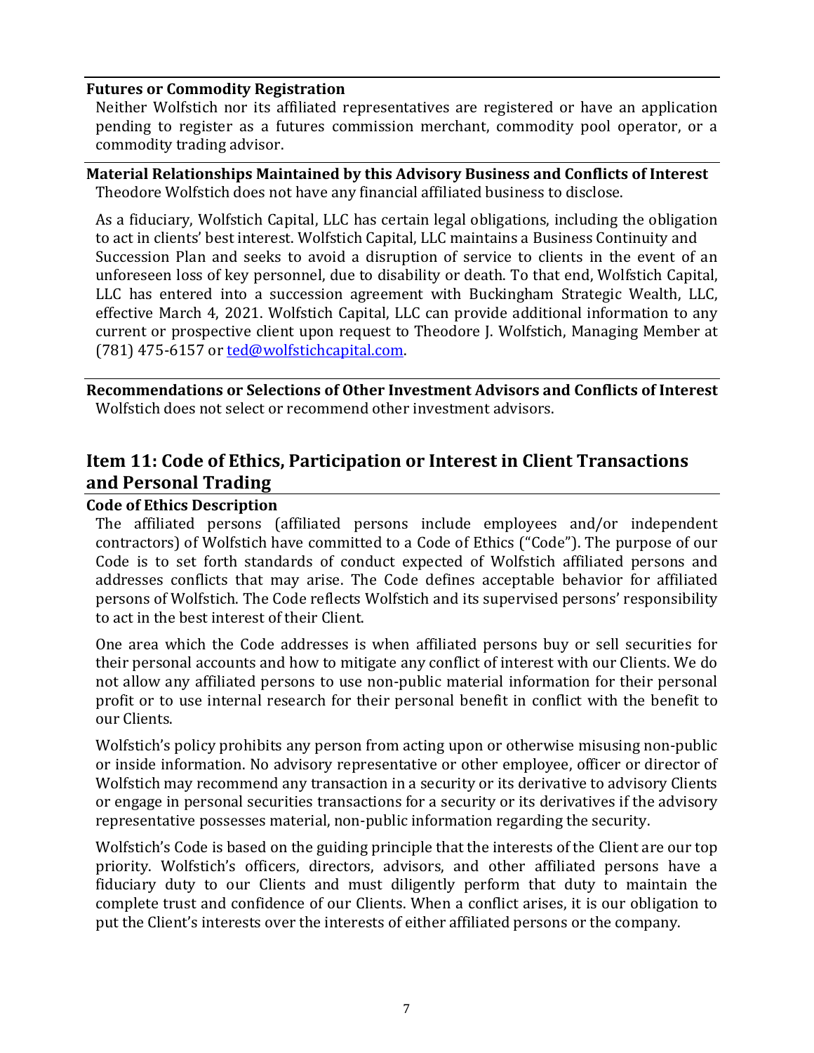### Futures or Commodity Registration

Neither Wolfstich nor its affiliated representatives are registered or have an application pending to register as a futures commission merchant, commodity pool operator, or a commodity trading advisor.

### Material Relationships Maintained by this Advisory Business and Conflicts of Interest

Theodore Wolfstich does not have any financial affiliated business to disclose.

As a fiduciary, Wolfstich Capital, LLC has certain legal obligations, including the obligation to act in clients' best interest. Wolfstich Capital, LLC maintains a Business Continuity and Succession Plan and seeks to avoid a disruption of service to clients in the event of an unforeseen loss of key personnel, due to disability or death. To that end, Wolfstich Capital, LLC has entered into a succession agreement with Buckingham Strategic Wealth, LLC, effective March 4, 2021. Wolfstich Capital, LLC can provide additional information to any current or prospective client upon request to Theodore J. Wolfstich, Managing Member at (781) 475-6157 or ted@wolfstichcapital.com.

### Recommendations or Selections of Other Investment Advisors and Conflicts of Interest

Wolfstich does not select or recommend other investment advisors.

## Item 11: Code of Ethics, Participation or Interest in Client Transactions and Personal Trading

### Code of Ethics Description

The affiliated persons (affiliated persons include employees and/or independent contractors) of Wolfstich have committed to a Code of Ethics ("Code"). The purpose of our Code is to set forth standards of conduct expected of Wolfstich affiliated persons and addresses conflicts that may arise. The Code defines acceptable behavior for affiliated persons of Wolfstich. The Code reflects Wolfstich and its supervised persons' responsibility to act in the best interest of their Client.

One area which the Code addresses is when affiliated persons buy or sell securities for their personal accounts and how to mitigate any conflict of interest with our Clients. We do not allow any affiliated persons to use non-public material information for their personal profit or to use internal research for their personal benefit in conflict with the benefit to our Clients.

Wolfstich's policy prohibits any person from acting upon or otherwise misusing non-public or inside information. No advisory representative or other employee, officer or director of Wolfstich may recommend any transaction in a security or its derivative to advisory Clients or engage in personal securities transactions for a security or its derivatives if the advisory representative possesses material, non-public information regarding the security.

Wolfstich's Code is based on the guiding principle that the interests of the Client are our top priority. Wolfstich's officers, directors, advisors, and other affiliated persons have a fiduciary duty to our Clients and must diligently perform that duty to maintain the complete trust and confidence of our Clients. When a conflict arises, it is our obligation to put the Client's interests over the interests of either affiliated persons or the company.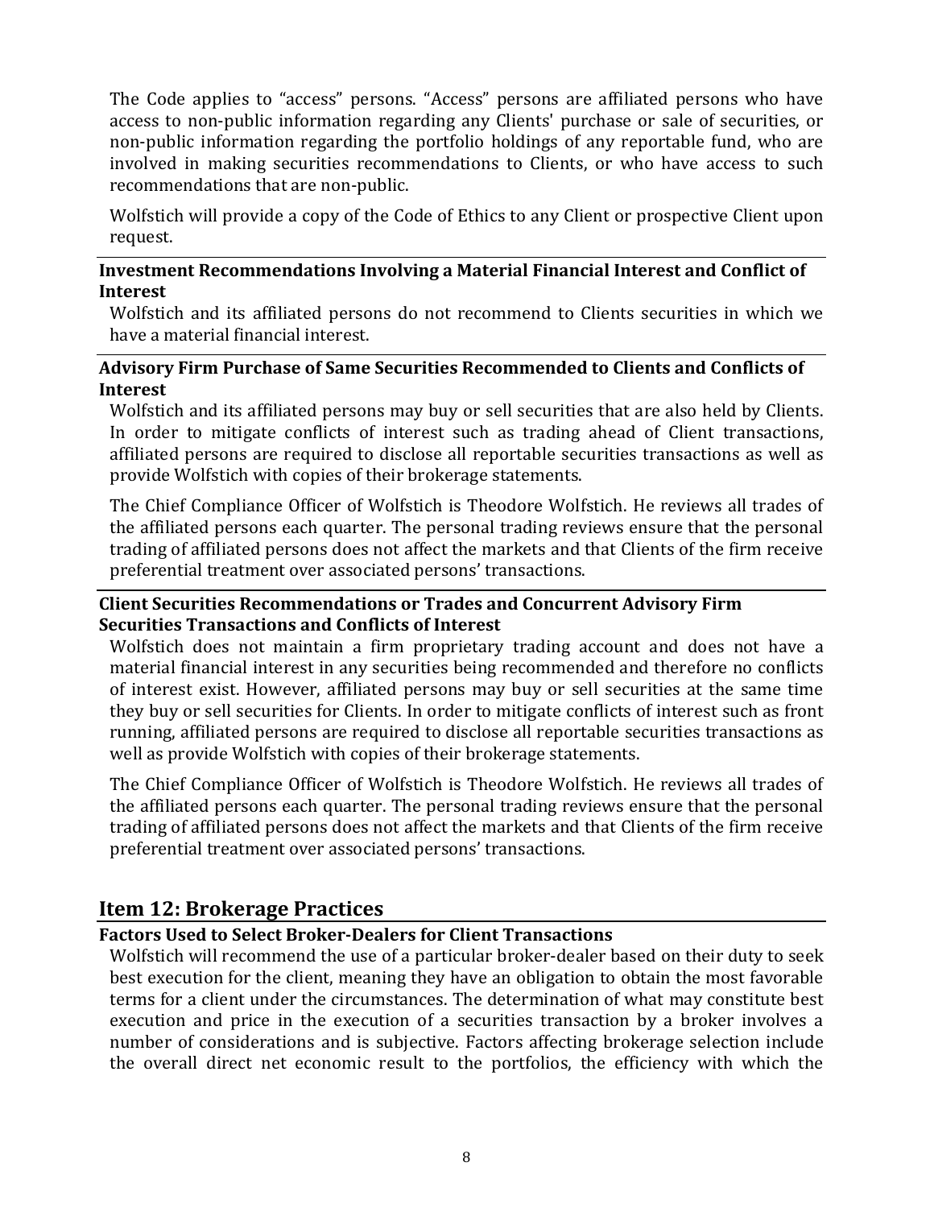The Code applies to "access" persons. "Access" persons are affiliated persons who have access to non-public information regarding any Clients' purchase or sale of securities, or non-public information regarding the portfolio holdings of any reportable fund, who are involved in making securities recommendations to Clients, or who have access to such recommendations that are non-public.

Wolfstich will provide a copy of the Code of Ethics to any Client or prospective Client upon request.

### Investment Recommendations Involving a Material Financial Interest and Conflict of Interest

Wolfstich and its affiliated persons do not recommend to Clients securities in which we have a material financial interest.

### Advisory Firm Purchase of Same Securities Recommended to Clients and Conflicts of Interest

Wolfstich and its affiliated persons may buy or sell securities that are also held by Clients. In order to mitigate conflicts of interest such as trading ahead of Client transactions, affiliated persons are required to disclose all reportable securities transactions as well as provide Wolfstich with copies of their brokerage statements.

The Chief Compliance Officer of Wolfstich is Theodore Wolfstich. He reviews all trades of the affiliated persons each quarter. The personal trading reviews ensure that the personal trading of affiliated persons does not affect the markets and that Clients of the firm receive preferential treatment over associated persons' transactions.

### Client Securities Recommendations or Trades and Concurrent Advisory Firm Securities Transactions and Conflicts of Interest

Wolfstich does not maintain a firm proprietary trading account and does not have a material financial interest in any securities being recommended and therefore no conflicts of interest exist. However, affiliated persons may buy or sell securities at the same time they buy or sell securities for Clients. In order to mitigate conflicts of interest such as front running, affiliated persons are required to disclose all reportable securities transactions as well as provide Wolfstich with copies of their brokerage statements.

The Chief Compliance Officer of Wolfstich is Theodore Wolfstich. He reviews all trades of the affiliated persons each quarter. The personal trading reviews ensure that the personal trading of affiliated persons does not affect the markets and that Clients of the firm receive preferential treatment over associated persons' transactions.

## Item 12: Brokerage Practices

### Factors Used to Select Broker-Dealers for Client Transactions

Wolfstich will recommend the use of a particular broker-dealer based on their duty to seek best execution for the client, meaning they have an obligation to obtain the most favorable terms for a client under the circumstances. The determination of what may constitute best execution and price in the execution of a securities transaction by a broker involves a number of considerations and is subjective. Factors affecting brokerage selection include the overall direct net economic result to the portfolios, the efficiency with which the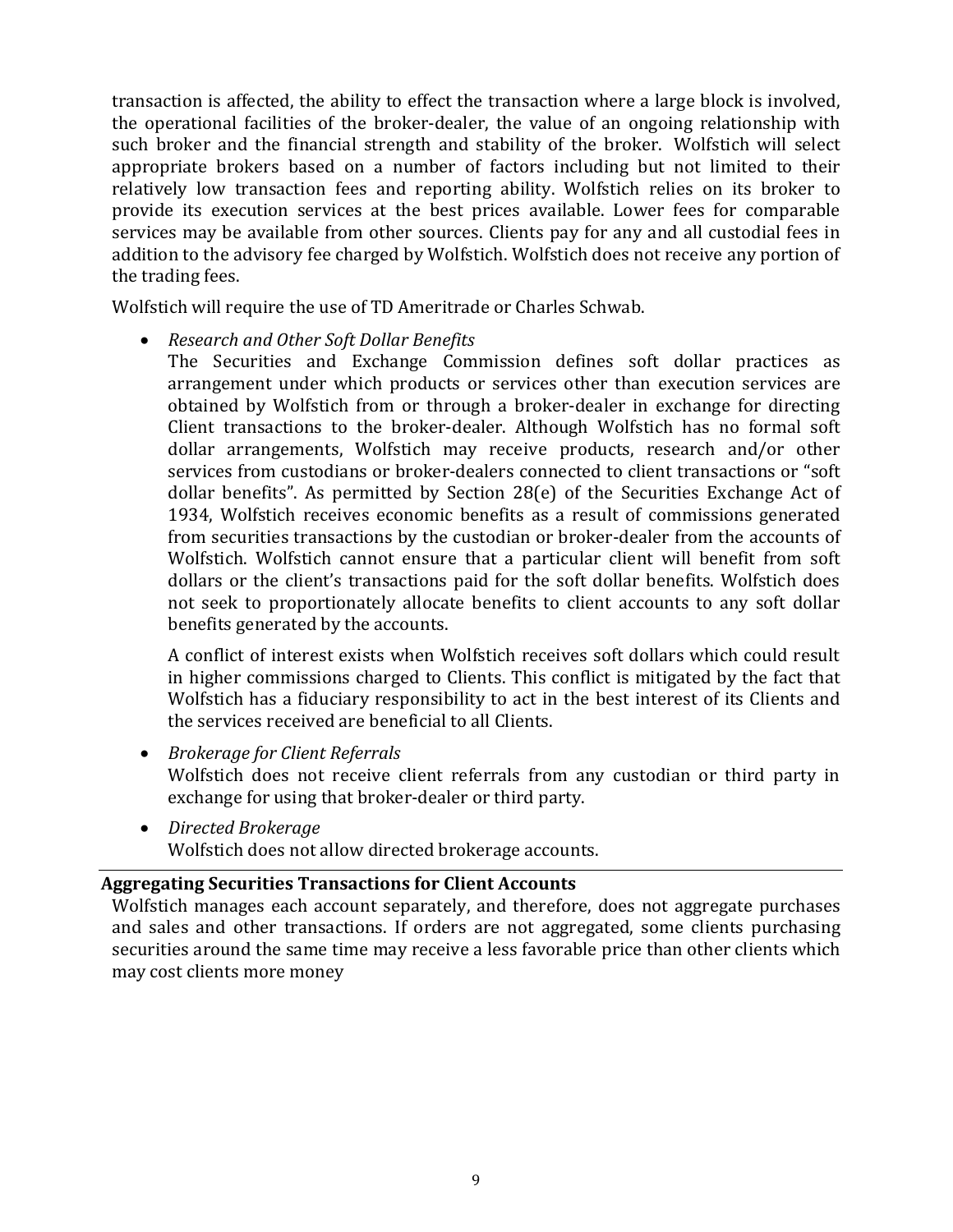transaction is affected, the ability to effect the transaction where a large block is involved, the operational facilities of the broker-dealer, the value of an ongoing relationship with such broker and the financial strength and stability of the broker. Wolfstich will select appropriate brokers based on a number of factors including but not limited to their relatively low transaction fees and reporting ability. Wolfstich relies on its broker to provide its execution services at the best prices available. Lower fees for comparable services may be available from other sources. Clients pay for any and all custodial fees in addition to the advisory fee charged by Wolfstich. Wolfstich does not receive any portion of the trading fees.

Wolfstich will require the use of TD Ameritrade or Charles Schwab.

- *Research and Other Soft Dollar Benefits*
  The Securities and Exchange Commission defines soft dollar practices as arrangement under which products or services other than execution services are obtained by Wolfstich from or through a broker-dealer in exchange for directing Client transactions to the broker-dealer. Although Wolfstich has no formal soft dollar arrangements, Wolfstich may receive products, research and/or other services from custodians or broker-dealers connected to client transactions or "soft dollar benefits". As permitted by Section 28(e) of the Securities Exchange Act of 1934, Wolfstich receives economic benefits as a result of commissions generated from securities transactions by the custodian or broker-dealer from the accounts of Wolfstich. Wolfstich cannot ensure that a particular client will benefit from soft dollars or the client's transactions paid for the soft dollar benefits. Wolfstich does not seek to proportionately allocate benefits to client accounts to any soft dollar benefits generated by the accounts.

  A conflict of interest exists when Wolfstich receives soft dollars which could result in higher commissions charged to Clients. This conflict is mitigated by the fact that Wolfstich has a fiduciary responsibility to act in the best interest of its Clients and the services received are beneficial to all Clients.

- *Brokerage for Client Referrals*
  Wolfstich does not receive client referrals from any custodian or third party in exchange for using that broker-dealer or third party.

- *Directed Brokerage*
  Wolfstich does not allow directed brokerage accounts.

**Aggregating Securities Transactions for Client Accounts**

Wolfstich manages each account separately, and therefore, does not aggregate purchases and sales and other transactions. If orders are not aggregated, some clients purchasing securities around the same time may receive a less favorable price than other clients which may cost clients more money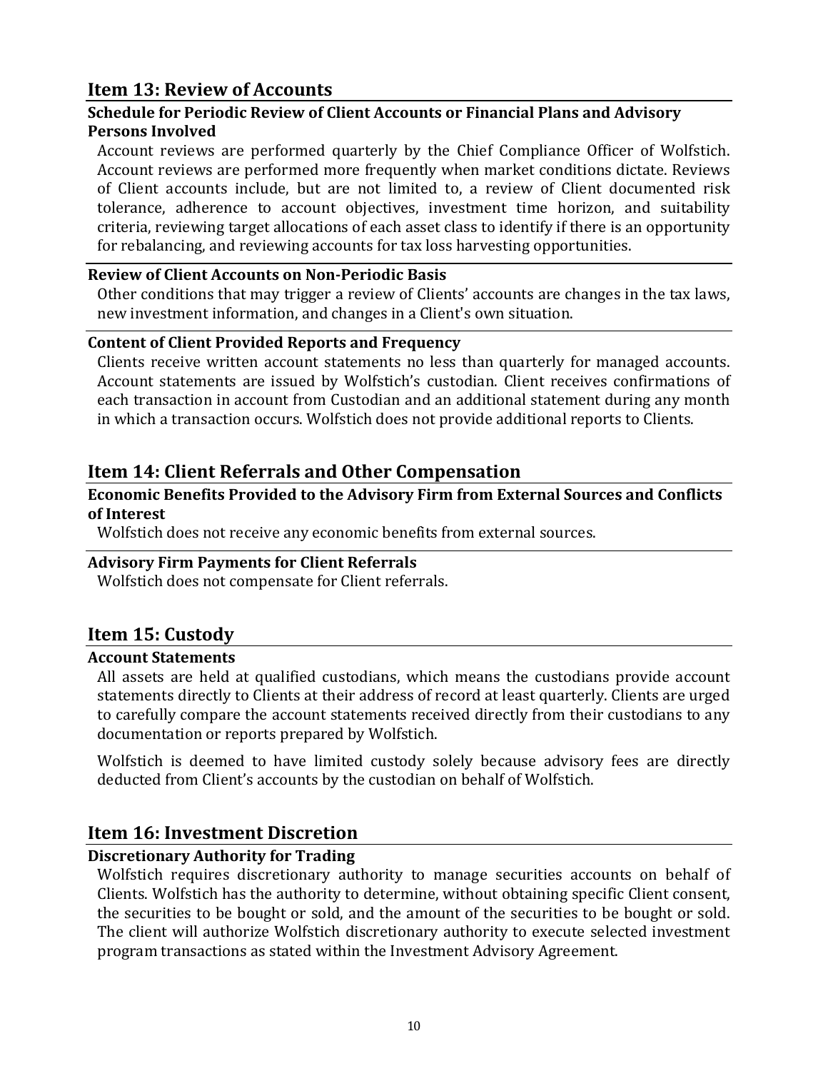## Item 13: Review of Accounts

### Schedule for Periodic Review of Client Accounts or Financial Plans and Advisory Persons Involved

Account reviews are performed quarterly by the Chief Compliance Officer of Wolfstich. Account reviews are performed more frequently when market conditions dictate. Reviews of Client accounts include, but are not limited to, a review of Client documented risk tolerance, adherence to account objectives, investment time horizon, and suitability criteria, reviewing target allocations of each asset class to identify if there is an opportunity for rebalancing, and reviewing accounts for tax loss harvesting opportunities.

### Review of Client Accounts on Non-Periodic Basis

Other conditions that may trigger a review of Clients' accounts are changes in the tax laws, new investment information, and changes in a Client's own situation.

### Content of Client Provided Reports and Frequency

Clients receive written account statements no less than quarterly for managed accounts. Account statements are issued by Wolfstich's custodian. Client receives confirmations of each transaction in account from Custodian and an additional statement during any month in which a transaction occurs. Wolfstich does not provide additional reports to Clients.

## Item 14: Client Referrals and Other Compensation

### Economic Benefits Provided to the Advisory Firm from External Sources and Conflicts of Interest

Wolfstich does not receive any economic benefits from external sources.

### Advisory Firm Payments for Client Referrals

Wolfstich does not compensate for Client referrals.

## Item 15: Custody

### Account Statements

All assets are held at qualified custodians, which means the custodians provide account statements directly to Clients at their address of record at least quarterly. Clients are urged to carefully compare the account statements received directly from their custodians to any documentation or reports prepared by Wolfstich.

Wolfstich is deemed to have limited custody solely because advisory fees are directly deducted from Client's accounts by the custodian on behalf of Wolfstich.

## Item 16: Investment Discretion

### Discretionary Authority for Trading

Wolfstich requires discretionary authority to manage securities accounts on behalf of Clients. Wolfstich has the authority to determine, without obtaining specific Client consent, the securities to be bought or sold, and the amount of the securities to be bought or sold. The client will authorize Wolfstich discretionary authority to execute selected investment program transactions as stated within the Investment Advisory Agreement.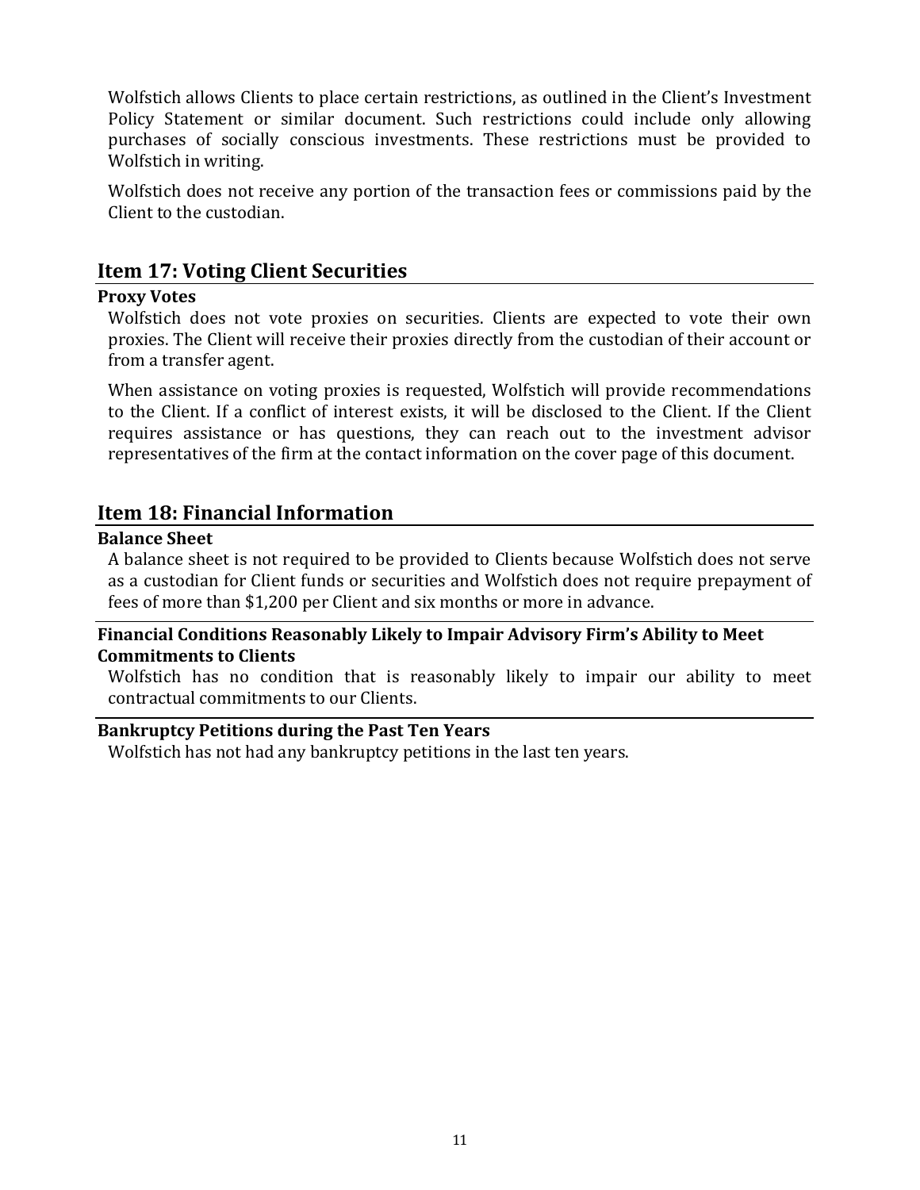Wolfstich allows Clients to place certain restrictions, as outlined in the Client's Investment Policy Statement or similar document. Such restrictions could include only allowing purchases of socially conscious investments. These restrictions must be provided to Wolfstich in writing.

Wolfstich does not receive any portion of the transaction fees or commissions paid by the Client to the custodian.

## Item 17: Voting Client Securities

### Proxy Votes

Wolfstich does not vote proxies on securities. Clients are expected to vote their own proxies. The Client will receive their proxies directly from the custodian of their account or from a transfer agent.

When assistance on voting proxies is requested, Wolfstich will provide recommendations to the Client. If a conflict of interest exists, it will be disclosed to the Client. If the Client requires assistance or has questions, they can reach out to the investment advisor representatives of the firm at the contact information on the cover page of this document.

## Item 18: Financial Information

### Balance Sheet

A balance sheet is not required to be provided to Clients because Wolfstich does not serve as a custodian for Client funds or securities and Wolfstich does not require prepayment of fees of more than $1,200 per Client and six months or more in advance.

### Financial Conditions Reasonably Likely to Impair Advisory Firm's Ability to Meet Commitments to Clients

Wolfstich has no condition that is reasonably likely to impair our ability to meet contractual commitments to our Clients.

### Bankruptcy Petitions during the Past Ten Years

Wolfstich has not had any bankruptcy petitions in the last ten years.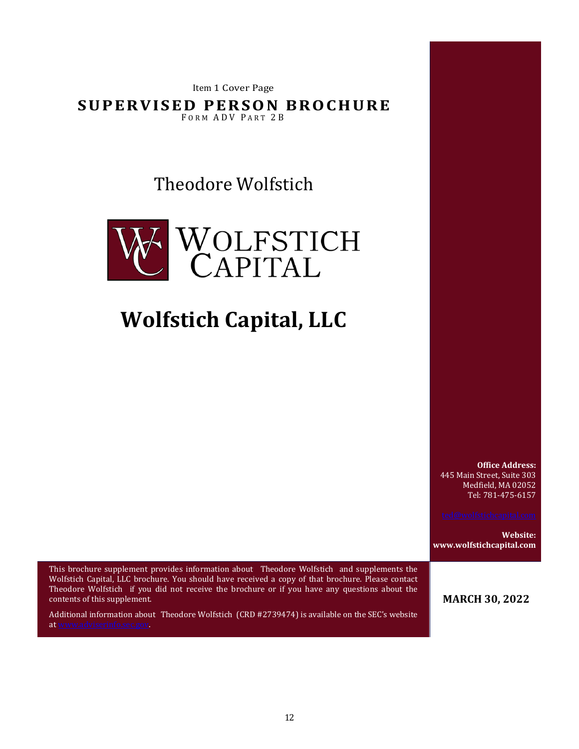Item 1 Cover Page

# SUPERVISED PERSON BROCHURE

FORM ADV PART 2B

## Theodore Wolfstich

WOLFSTICH CAPITAL

# Wolfstich Capital, LLC

**Office Address:**
445 Main Street, Suite 303
Medfield, MA 02052
Tel: 781-475-6157

ted@wolfstichcapital.com

**Website:**
**www.wolfstichcapital.com**

This brochure supplement provides information about Theodore Wolfstich and supplements the Wolfstich Capital, LLC brochure. You should have received a copy of that brochure. Please contact Theodore Wolfstich if you did not receive the brochure or if you have any questions about the contents of this supplement.

Additional information about Theodore Wolfstich (CRD #2739474) is available on the SEC's website at www.adviserinfo.sec.gov.

**MARCH 30, 2022**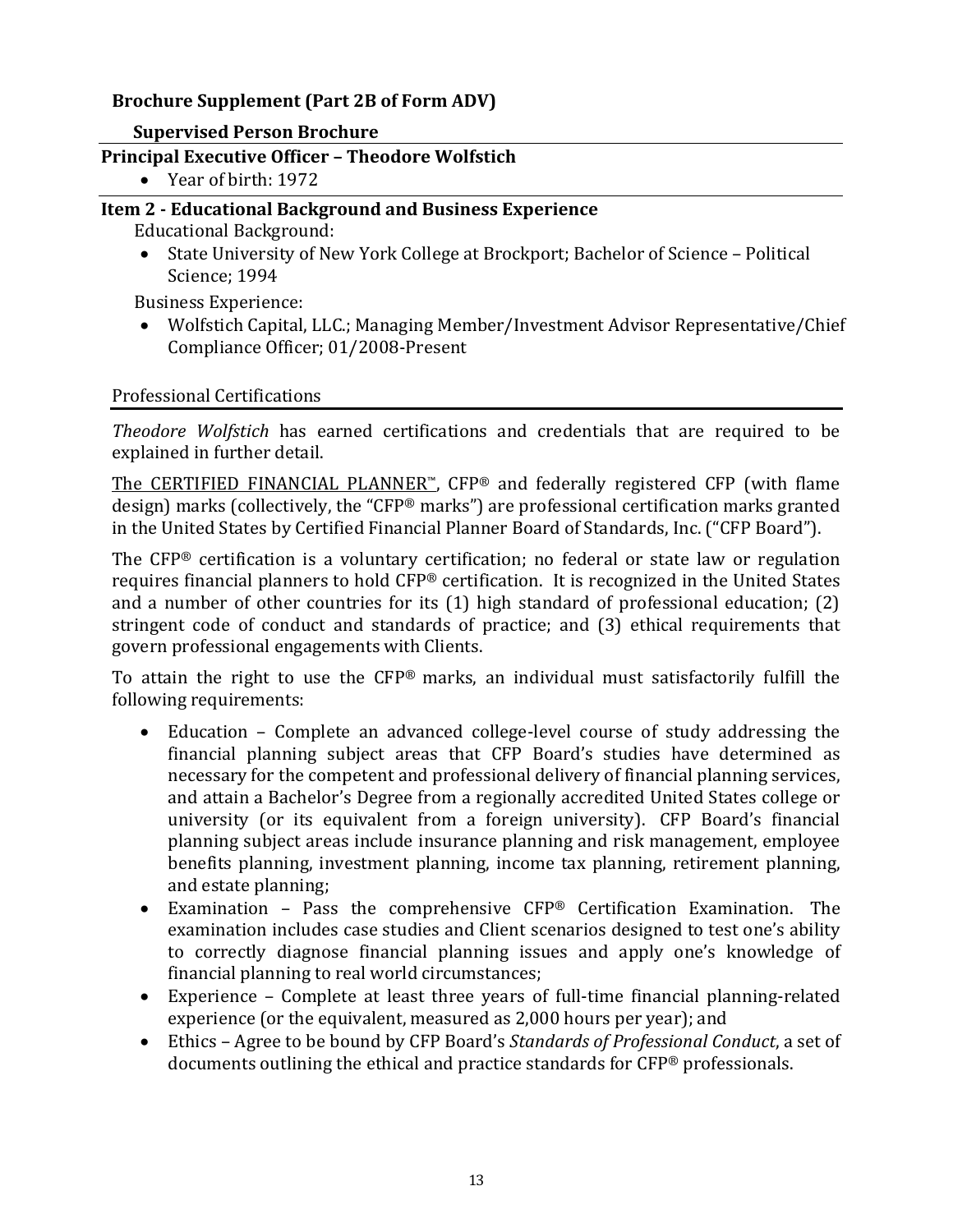**Brochure Supplement (Part 2B of Form ADV)**

**Supervised Person Brochure**

**Principal Executive Officer – Theodore Wolfstich**

- Year of birth: 1972

**Item 2 - Educational Background and Business Experience**

Educational Background:

- State University of New York College at Brockport; Bachelor of Science – Political Science; 1994

Business Experience:

- Wolfstich Capital, LLC.; Managing Member/Investment Advisor Representative/Chief Compliance Officer; 01/2008-Present

Professional Certifications

*Theodore Wolfstich* has earned certifications and credentials that are required to be explained in further detail.

The CERTIFIED FINANCIAL PLANNER™, CFP® and federally registered CFP (with flame design) marks (collectively, the "CFP® marks") are professional certification marks granted in the United States by Certified Financial Planner Board of Standards, Inc. ("CFP Board").

The CFP® certification is a voluntary certification; no federal or state law or regulation requires financial planners to hold CFP® certification. It is recognized in the United States and a number of other countries for its (1) high standard of professional education; (2) stringent code of conduct and standards of practice; and (3) ethical requirements that govern professional engagements with Clients.

To attain the right to use the CFP® marks, an individual must satisfactorily fulfill the following requirements:

- Education – Complete an advanced college-level course of study addressing the financial planning subject areas that CFP Board's studies have determined as necessary for the competent and professional delivery of financial planning services, and attain a Bachelor's Degree from a regionally accredited United States college or university (or its equivalent from a foreign university). CFP Board's financial planning subject areas include insurance planning and risk management, employee benefits planning, investment planning, income tax planning, retirement planning, and estate planning;
- Examination – Pass the comprehensive CFP® Certification Examination. The examination includes case studies and Client scenarios designed to test one's ability to correctly diagnose financial planning issues and apply one's knowledge of financial planning to real world circumstances;
- Experience – Complete at least three years of full-time financial planning-related experience (or the equivalent, measured as 2,000 hours per year); and
- Ethics – Agree to be bound by CFP Board's *Standards of Professional Conduct*, a set of documents outlining the ethical and practice standards for CFP® professionals.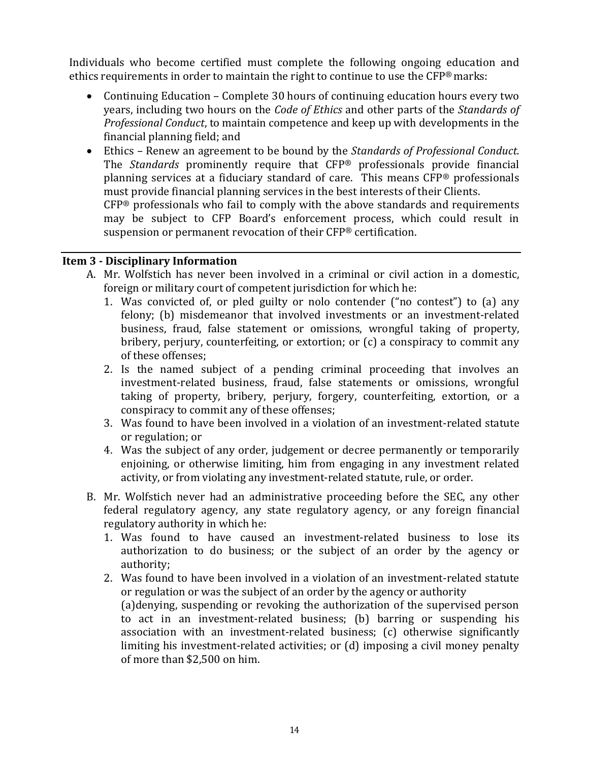Individuals who become certified must complete the following ongoing education and ethics requirements in order to maintain the right to continue to use the CFP® marks:

- Continuing Education – Complete 30 hours of continuing education hours every two years, including two hours on the *Code of Ethics* and other parts of the *Standards of Professional Conduct*, to maintain competence and keep up with developments in the financial planning field; and
- Ethics – Renew an agreement to be bound by the *Standards of Professional Conduct.* The *Standards* prominently require that CFP® professionals provide financial planning services at a fiduciary standard of care. This means CFP® professionals must provide financial planning services in the best interests of their Clients.
  CFP® professionals who fail to comply with the above standards and requirements may be subject to CFP Board's enforcement process, which could result in suspension or permanent revocation of their CFP® certification.

## Item 3 - Disciplinary Information

A. Mr. Wolfstich has never been involved in a criminal or civil action in a domestic, foreign or military court of competent jurisdiction for which he:
   1. Was convicted of, or pled guilty or nolo contender ("no contest") to (a) any felony; (b) misdemeanor that involved investments or an investment-related business, fraud, false statement or omissions, wrongful taking of property, bribery, perjury, counterfeiting, or extortion; or (c) a conspiracy to commit any of these offenses;
   2. Is the named subject of a pending criminal proceeding that involves an investment-related business, fraud, false statements or omissions, wrongful taking of property, bribery, perjury, forgery, counterfeiting, extortion, or a conspiracy to commit any of these offenses;
   3. Was found to have been involved in a violation of an investment-related statute or regulation; or
   4. Was the subject of any order, judgement or decree permanently or temporarily enjoining, or otherwise limiting, him from engaging in any investment related activity, or from violating any investment-related statute, rule, or order.

B. Mr. Wolfstich never had an administrative proceeding before the SEC, any other federal regulatory agency, any state regulatory agency, or any foreign financial regulatory authority in which he:
   1. Was found to have caused an investment-related business to lose its authorization to do business; or the subject of an order by the agency or authority;
   2. Was found to have been involved in a violation of an investment-related statute or regulation or was the subject of an order by the agency or authority
      (a)denying, suspending or revoking the authorization of the supervised person to act in an investment-related business; (b) barring or suspending his association with an investment-related business; (c) otherwise significantly limiting his investment-related activities; or (d) imposing a civil money penalty of more than $2,500 on him.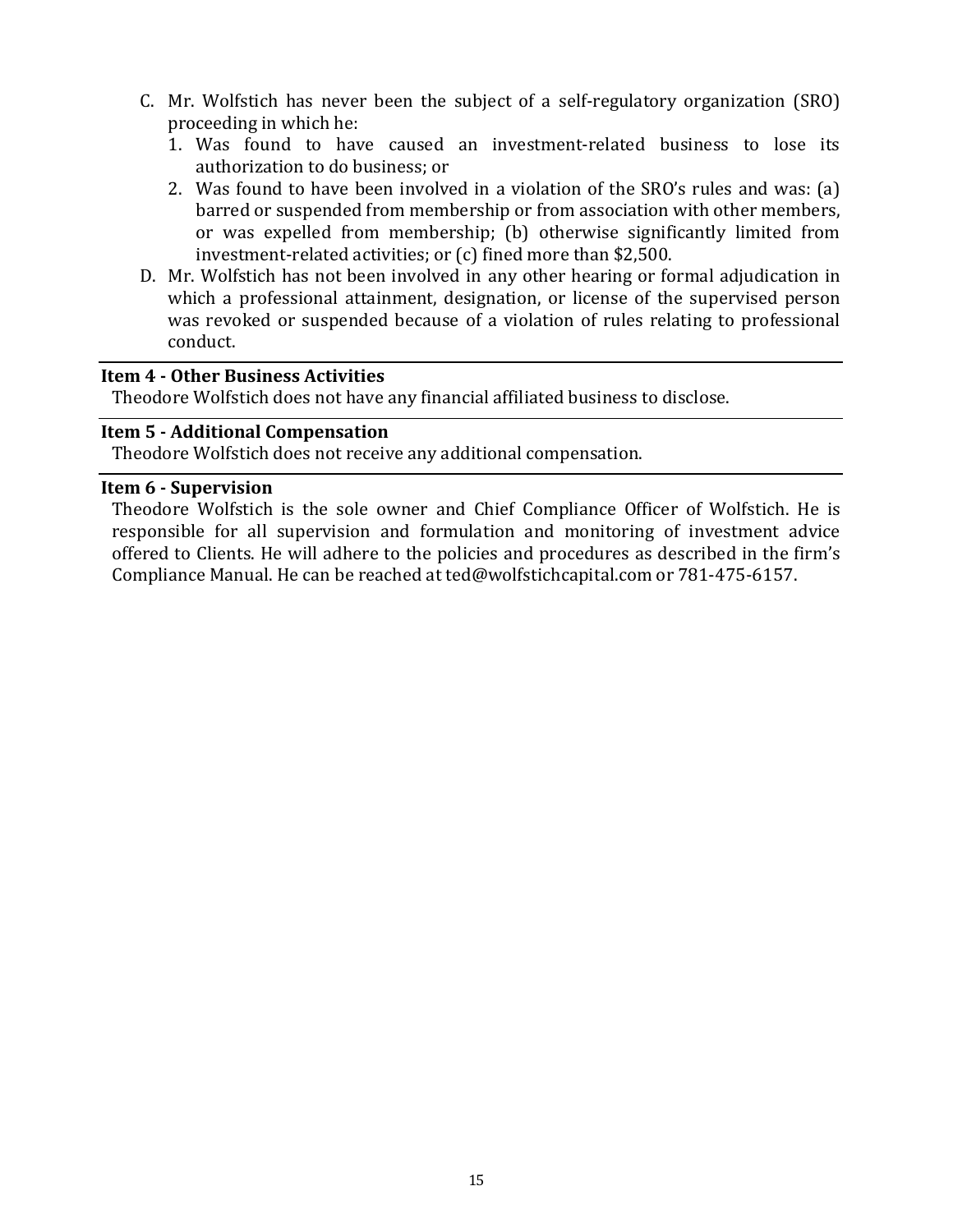C. Mr. Wolfstich has never been the subject of a self-regulatory organization (SRO) proceeding in which he:
   1. Was found to have caused an investment-related business to lose its authorization to do business; or
   2. Was found to have been involved in a violation of the SRO's rules and was: (a) barred or suspended from membership or from association with other members, or was expelled from membership; (b) otherwise significantly limited from investment-related activities; or (c) fined more than $2,500.

D. Mr. Wolfstich has not been involved in any other hearing or formal adjudication in which a professional attainment, designation, or license of the supervised person was revoked or suspended because of a violation of rules relating to professional conduct.

### Item 4 - Other Business Activities

Theodore Wolfstich does not have any financial affiliated business to disclose.

### Item 5 - Additional Compensation

Theodore Wolfstich does not receive any additional compensation.

### Item 6 - Supervision

Theodore Wolfstich is the sole owner and Chief Compliance Officer of Wolfstich. He is responsible for all supervision and formulation and monitoring of investment advice offered to Clients. He will adhere to the policies and procedures as described in the firm's Compliance Manual. He can be reached at ted@wolfstichcapital.com or 781-475-6157.